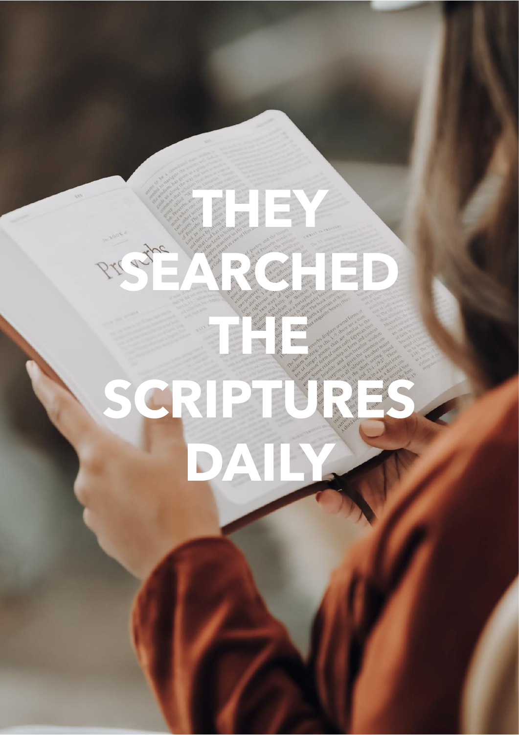# THEY SEARCHED THE SCRIPTURES DAILY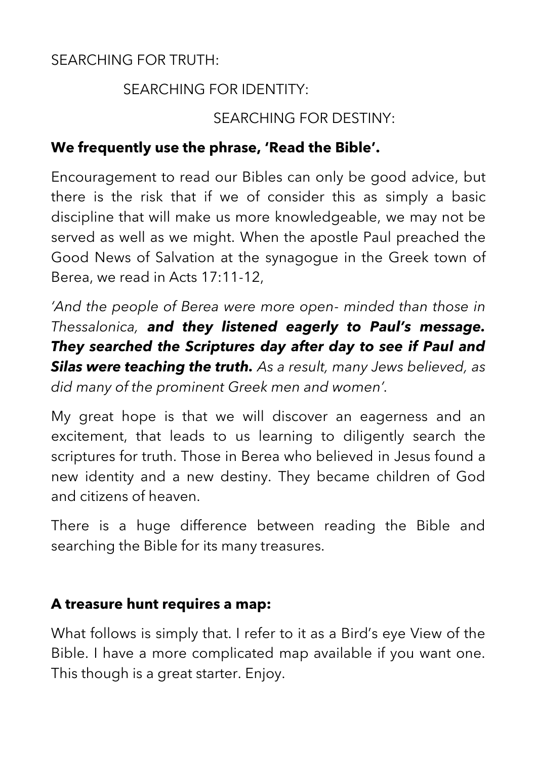SEARCHING FOR TRUTH:

SEARCHING FOR IDENTITY:

SEARCHING FOR DESTINY:

**We frequently use the phrase, 'Read the Bible'.**

Encouragement to read our Bibles can only be good advice, but there is the risk that if we of consider this as simply a basic discipline that will make us more knowledgeable, we may not be served as well as we might. When the apostle Paul preached the Good News of Salvation at the synagogue in the Greek town of Berea, we read in Acts 17:11-12,

*'And the people of Berea were more open- minded than those in Thessalonica,* ***and they listened eagerly to Paul's message. They searched the Scriptures day after day to see if Paul and Silas were teaching the truth.*** *As a result, many Jews believed, as did many of the prominent Greek men and women'.*

My great hope is that we will discover an eagerness and an excitement, that leads to us learning to diligently search the scriptures for truth. Those in Berea who believed in Jesus found a new identity and a new destiny. They became children of God and citizens of heaven.

There is a huge difference between reading the Bible and searching the Bible for its many treasures.

**A treasure hunt requires a map:**

What follows is simply that. I refer to it as a Bird's eye View of the Bible. I have a more complicated map available if you want one. This though is a great starter. Enjoy.